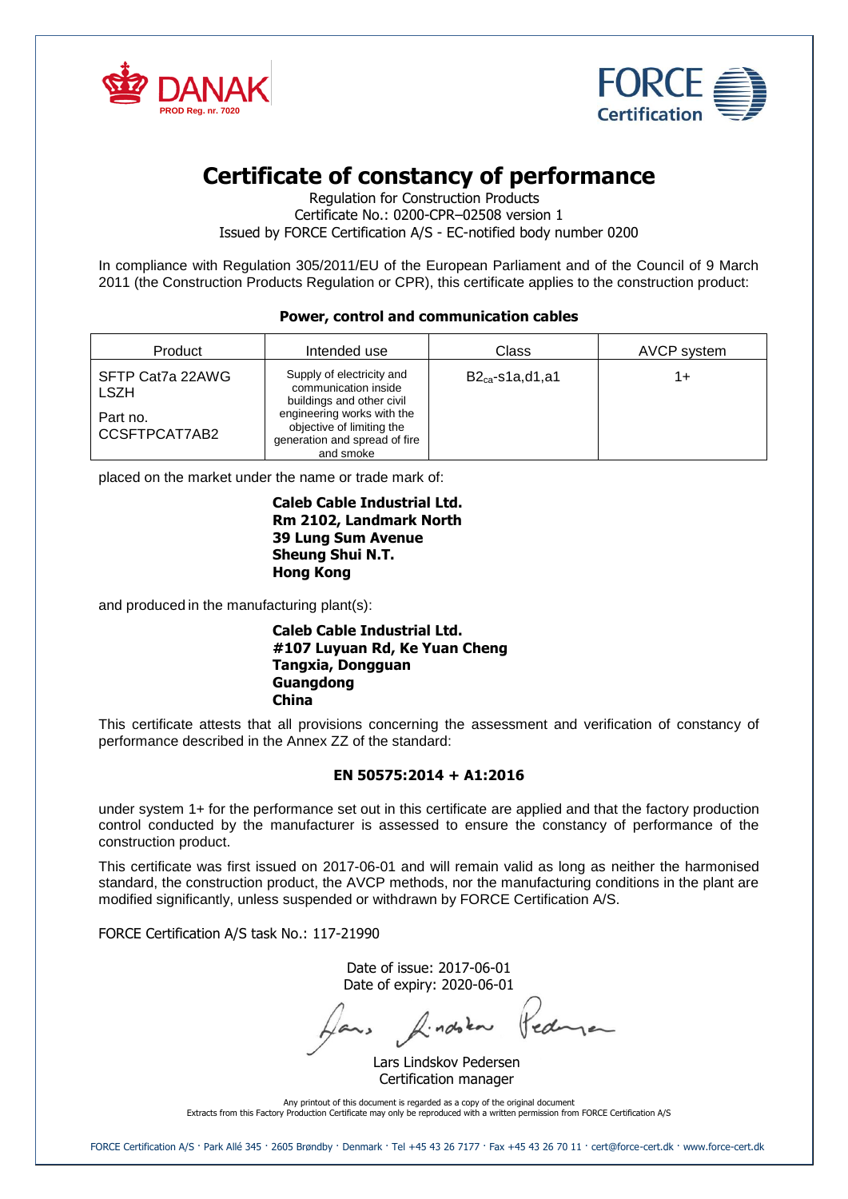DANAK
PROD Reg. nr. 7020

FORCE Certification

# Certificate of constancy of performance

Regulation for Construction Products
Certificate No.: 0200-CPR–02508 version 1
Issued by FORCE Certification A/S - EC-notified body number 0200

In compliance with Regulation 305/2011/EU of the European Parliament and of the Council of 9 March 2011 (the Construction Products Regulation or CPR), this certificate applies to the construction product:

**Power, control and communication cables**

| Product | Intended use | Class | AVCP system |
|---|---|---|---|
| SFTP Cat7a 22AWG LSZH<br><br>Part no. CCSFTPCAT7AB2 | Supply of electricity and communication inside buildings and other civil engineering works with the objective of limiting the generation and spread of fire and smoke | $B2_{ca}$-s1a,d1,a1 | 1+ |

placed on the market under the name or trade mark of:

**Caleb Cable Industrial Ltd.**
**Rm 2102, Landmark North**
**39 Lung Sum Avenue**
**Sheung Shui N.T.**
**Hong Kong**

and produced in the manufacturing plant(s):

**Caleb Cable Industrial Ltd.**
**#107 Luyuan Rd, Ke Yuan Cheng**
**Tangxia, Dongguan**
**Guangdong**
**China**

This certificate attests that all provisions concerning the assessment and verification of constancy of performance described in the Annex ZZ of the standard:

**EN 50575:2014 + A1:2016**

under system 1+ for the performance set out in this certificate are applied and that the factory production control conducted by the manufacturer is assessed to ensure the constancy of performance of the construction product.

This certificate was first issued on 2017-06-01 and will remain valid as long as neither the harmonised standard, the construction product, the AVCP methods, nor the manufacturing conditions in the plant are modified significantly, unless suspended or withdrawn by FORCE Certification A/S.

FORCE Certification A/S task No.: 117-21990

Date of issue: 2017-06-01
Date of expiry: 2020-06-01

Lars Lindskov Pedersen
Certification manager

Any printout of this document is regarded as a copy of the original document
Extracts from this Factory Production Certificate may only be reproduced with a written permission from FORCE Certification A/S

FORCE Certification A/S · Park Allé 345 · 2605 Brøndby · Denmark · Tel +45 43 26 7177 · Fax +45 43 26 70 11 · cert@force-cert.dk · www.force-cert.dk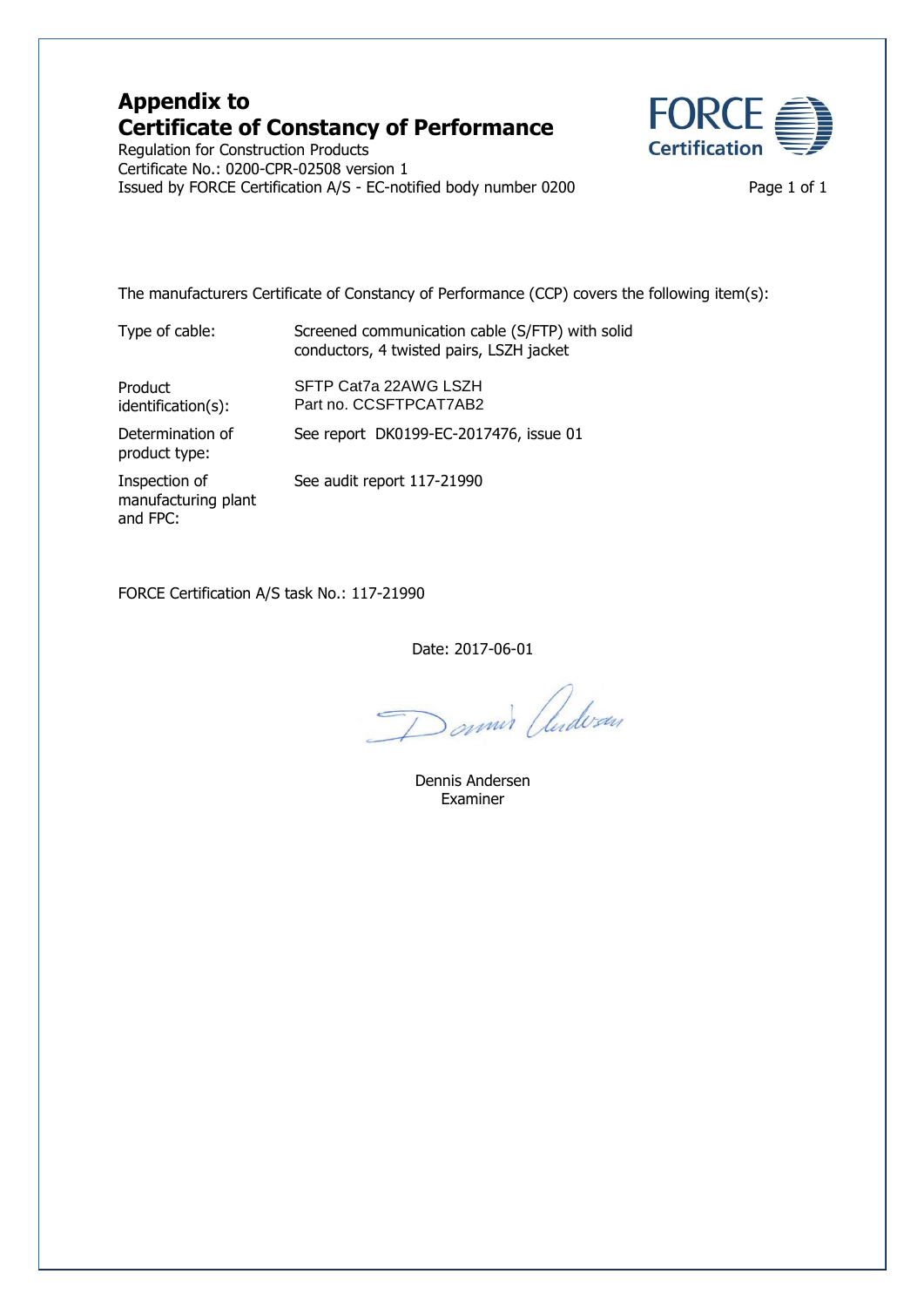# Appendix to Certificate of Constancy of Performance

Regulation for Construction Products
Certificate No.: 0200-CPR-02508 version 1
Issued by FORCE Certification A/S - EC-notified body number 0200

FORCE Certification

The manufacturers Certificate of Constancy of Performance (CCP) covers the following item(s):

| | |
|---|---|
| Type of cable: | Screened communication cable (S/FTP) with solid conductors, 4 twisted pairs, LSZH jacket |
| Product identification(s): | SFTP Cat7a 22AWG LSZH<br>Part no. CCSFTPCAT7AB2 |
| Determination of product type: | See report DK0199-EC-2017476, issue 01 |
| Inspection of manufacturing plant and FPC: | See audit report 117-21990 |

FORCE Certification A/S task No.: 117-21990

Date: 2017-06-01

Dennis Andersen
Examiner